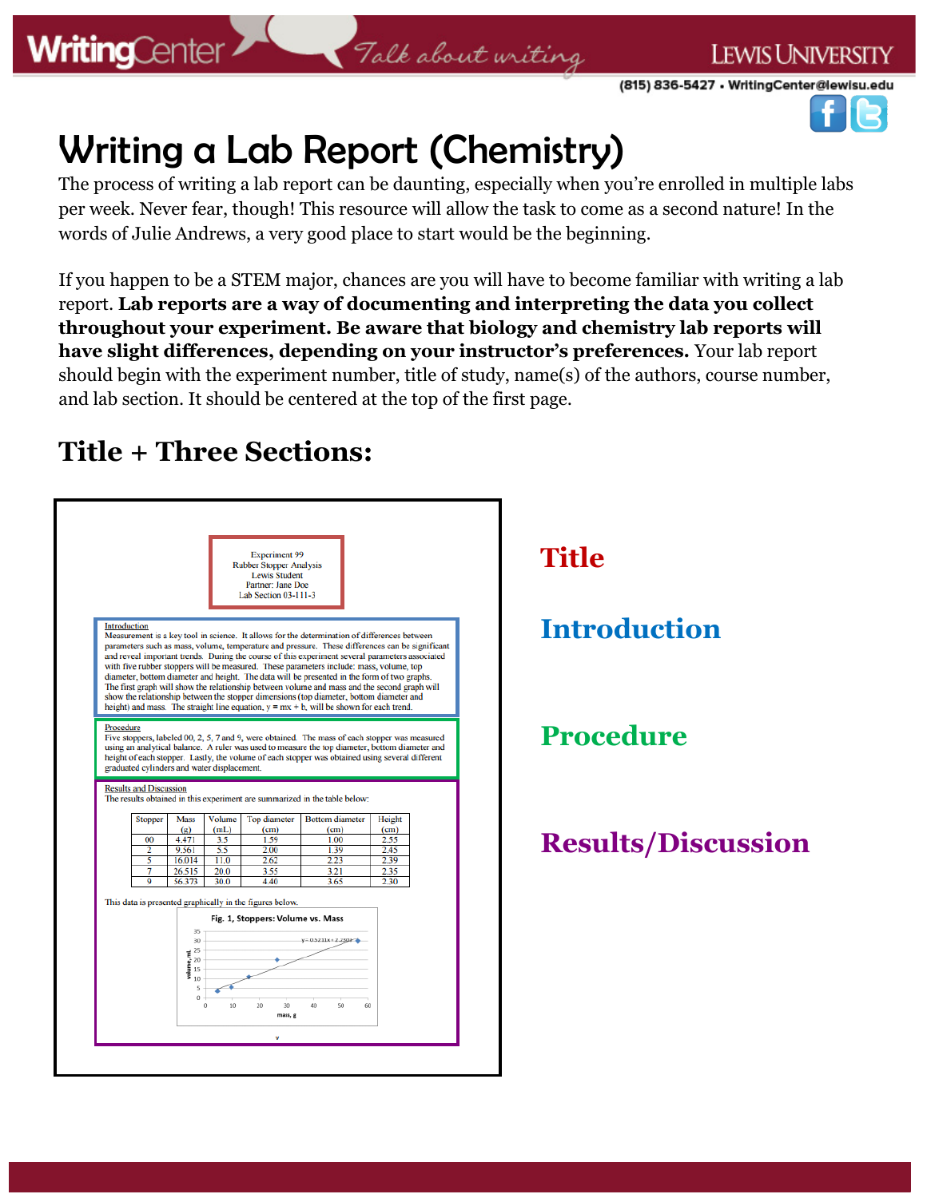# Writing a Lab Report (Chemistry)

The process of writing a lab report can be daunting, especially when you're enrolled in multiple labs per week. Never fear, though! This resource will allow the task to come as a second nature! In the words of Julie Andrews, a very good place to start would be the beginning.

If you happen to be a STEM major, chances are you will have to become familiar with writing a lab report. **Lab reports are a way of documenting and interpreting the data you collect throughout your experiment. Be aware that biology and chemistry lab reports will have slight differences, depending on your instructor's preferences.** Your lab report should begin with the experiment number, title of study, name(s) of the authors, course number, and lab section. It should be centered at the top of the first page.

## Title + Three Sections:

**Title**

Experiment 99
Rubber Stopper Analysis
Lewis Student
Partner: Jane Doe
Lab Section 03-111-3

**Introduction**

Introduction
Measurement is a key tool in science. It allows for the determination of differences between parameters such as mass, volume, temperature and pressure. These differences can be significant and reveal important trends. During the course of this experiment several parameters associated with five rubber stoppers will be measured. These parameters include: mass, volume, top diameter, bottom diameter and height. The data will be presented in the form of two graphs. The first graph will show the relationship between volume and mass and the second graph will show the relationship between the stopper dimensions (top diameter, bottom diameter and height) and mass. The straight line equation, $y = mx + b$, will be shown for each trend.

**Procedure**

Procedure
Five stoppers, labeled 00, 2, 5, 7 and 9, were obtained. The mass of each stopper was measured using an analytical balance. A ruler was used to measure the top diameter, bottom diameter and height of each stopper. Lastly, the volume of each stopper was obtained using several different graduated cylinders and water displacement.

**Results/Discussion**

Results and Discussion
The results obtained in this experiment are summarized in the table below:

| Stopper | Mass (g) | Volume (mL) | Top diameter (cm) | Bottom diameter (cm) | Height (cm) |
|---|---|---|---|---|---|
| 00 | 4.471 | 3.5 | 1.59 | 1.00 | 2.55 |
| 2 | 9.561 | 5.5 | 2.00 | 1.39 | 2.45 |
| 5 | 16.014 | 11.0 | 2.62 | 2.23 | 2.39 |
| 7 | 26.515 | 20.0 | 3.55 | 3.21 | 2.35 |
| 9 | 56.373 | 30.0 | 4.40 | 3.65 | 2.30 |

This data is presented graphically in the figures below.

Fig. 1, Stoppers: Volume vs. Mass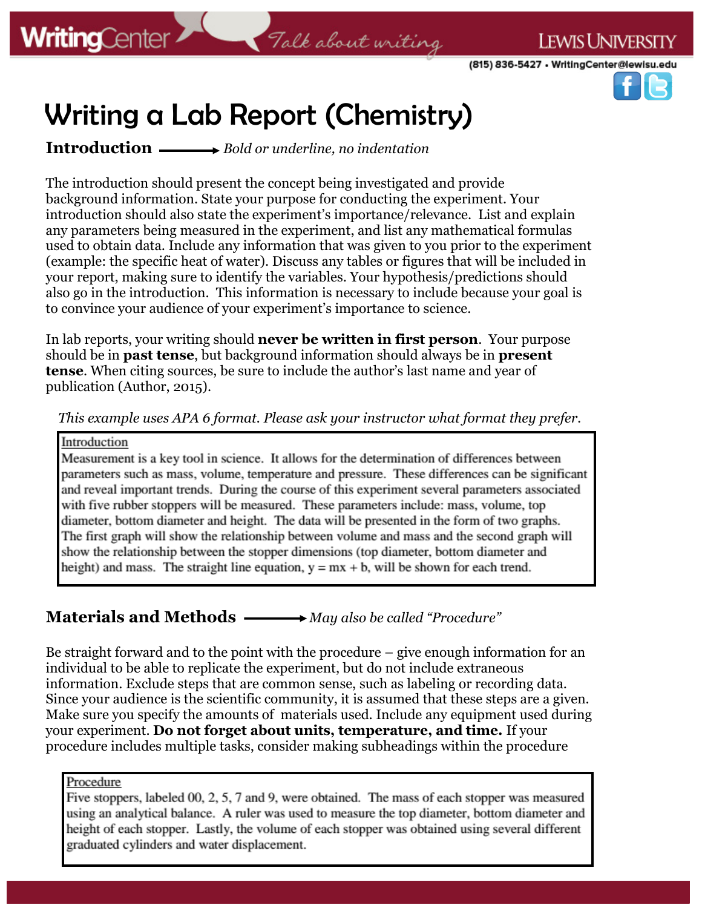# Writing a Lab Report (Chemistry)

**Introduction** → *Bold or underline, no indentation*

The introduction should present the concept being investigated and provide background information. State your purpose for conducting the experiment. Your introduction should also state the experiment's importance/relevance. List and explain any parameters being measured in the experiment, and list any mathematical formulas used to obtain data. Include any information that was given to you prior to the experiment (example: the specific heat of water). Discuss any tables or figures that will be included in your report, making sure to identify the variables. Your hypothesis/predictions should also go in the introduction. This information is necessary to include because your goal is to convince your audience of your experiment's importance to science.

In lab reports, your writing should **never be written in first person**. Your purpose should be in **past tense**, but background information should always be in **present tense**. When citing sources, be sure to include the author's last name and year of publication (Author, 2015).

*This example uses APA 6 format. Please ask your instructor what format they prefer.*

> Introduction
>
> Measurement is a key tool in science. It allows for the determination of differences between parameters such as mass, volume, temperature and pressure. These differences can be significant and reveal important trends. During the course of this experiment several parameters associated with five rubber stoppers will be measured. These parameters include: mass, volume, top diameter, bottom diameter and height. The data will be presented in the form of two graphs. The first graph will show the relationship between volume and mass and the second graph will show the relationship between the stopper dimensions (top diameter, bottom diameter and height) and mass. The straight line equation, $y = mx + b$, will be shown for each trend.

**Materials and Methods** → *May also be called "Procedure"*

Be straight forward and to the point with the procedure – give enough information for an individual to be able to replicate the experiment, but do not include extraneous information. Exclude steps that are common sense, such as labeling or recording data. Since your audience is the scientific community, it is assumed that these steps are a given. Make sure you specify the amounts of materials used. Include any equipment used during your experiment. **Do not forget about units, temperature, and time.** If your procedure includes multiple tasks, consider making subheadings within the procedure

> Procedure
>
> Five stoppers, labeled 00, 2, 5, 7 and 9, were obtained. The mass of each stopper was measured using an analytical balance. A ruler was used to measure the top diameter, bottom diameter and height of each stopper. Lastly, the volume of each stopper was obtained using several different graduated cylinders and water displacement.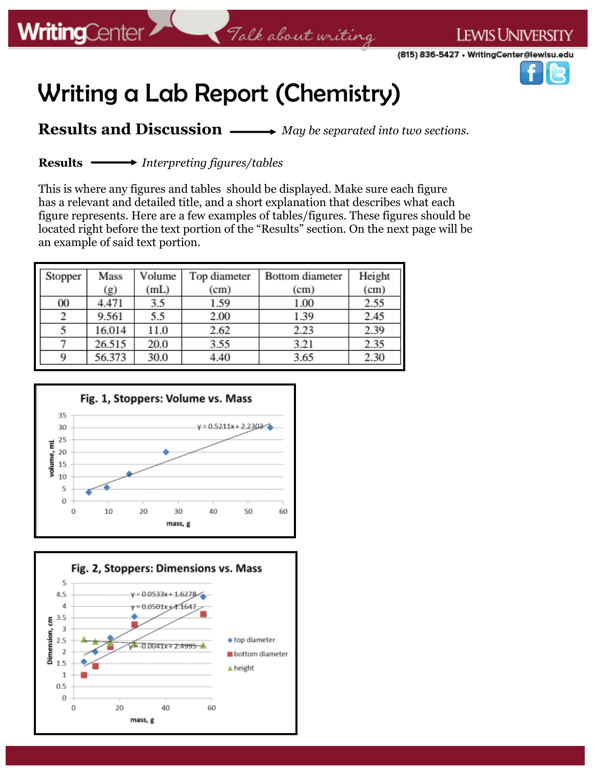# Writing a Lab Report (Chemistry)

## Results and Discussion → *May be separated into two sections.*

**Results** → *Interpreting figures/tables*

This is where any figures and tables should be displayed. Make sure each figure has a relevant and detailed title, and a short explanation that describes what each figure represents. Here are a few examples of tables/figures. These figures should be located right before the text portion of the "Results" section. On the next page will be an example of said text portion.

| Stopper | Mass (g) | Volume (mL) | Top diameter (cm) | Bottom diameter (cm) | Height (cm) |
|---|---|---|---|---|---|
| 00 | 4.471 | 3.5 | 1.59 | 1.00 | 2.55 |
| 2 | 9.561 | 5.5 | 2.00 | 1.39 | 2.45 |
| 5 | 16.014 | 11.0 | 2.62 | 2.23 | 2.39 |
| 7 | 26.515 | 20.0 | 3.55 | 3.21 | 2.35 |
| 9 | 56.373 | 30.0 | 4.40 | 3.65 | 2.30 |

**Fig. 1, Stoppers: Volume vs. Mass**

$y = 0.5211x + 2.2303$

(x-axis: mass, g; y-axis: volume, mL)

**Fig. 2, Stoppers: Dimensions vs. Mass**

$y = 0.0533x + 1.6278$

$y = 0.0501x + 1.1647$

$y = -0.0041x + 2.4995$

(x-axis: mass, g; y-axis: Dimension, cm; legend: top diameter, bottom diameter, height)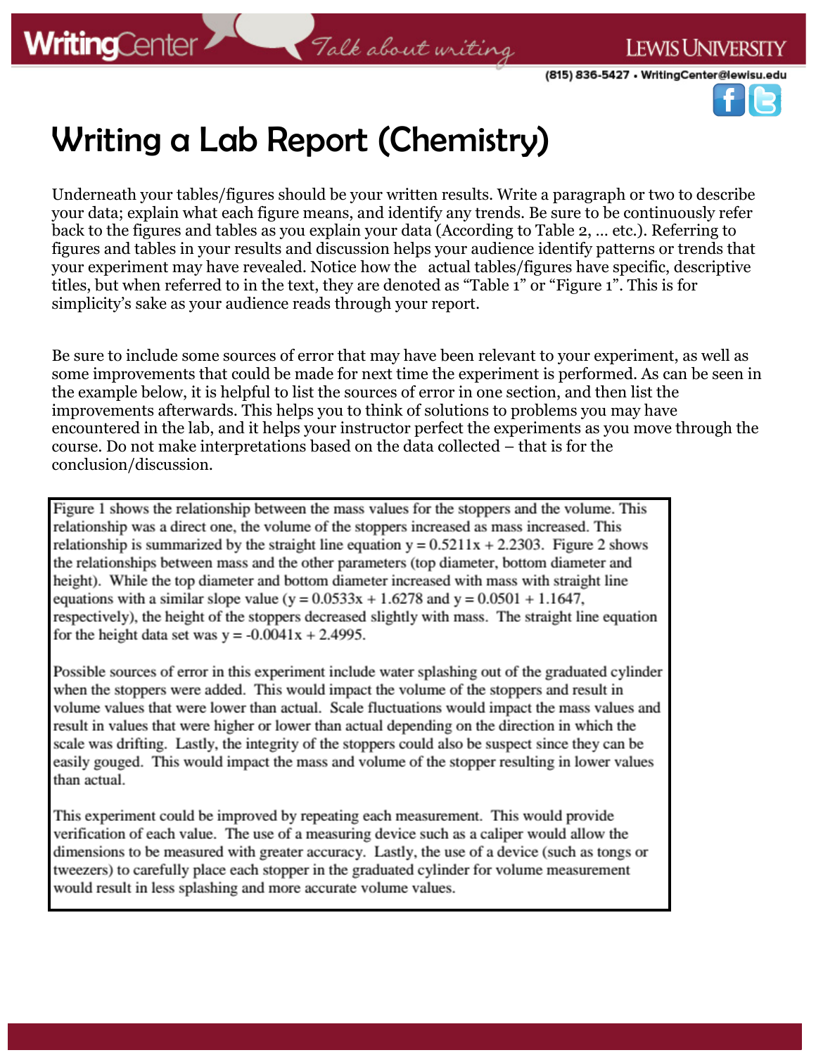# Writing a Lab Report (Chemistry)

Underneath your tables/figures should be your written results. Write a paragraph or two to describe your data; explain what each figure means, and identify any trends. Be sure to be continuously refer back to the figures and tables as you explain your data (According to Table 2, … etc.). Referring to figures and tables in your results and discussion helps your audience identify patterns or trends that your experiment may have revealed. Notice how the actual tables/figures have specific, descriptive titles, but when referred to in the text, they are denoted as "Table 1" or "Figure 1". This is for simplicity's sake as your audience reads through your report.

Be sure to include some sources of error that may have been relevant to your experiment, as well as some improvements that could be made for next time the experiment is performed. As can be seen in the example below, it is helpful to list the sources of error in one section, and then list the improvements afterwards. This helps you to think of solutions to problems you may have encountered in the lab, and it helps your instructor perfect the experiments as you move through the course. Do not make interpretations based on the data collected – that is for the conclusion/discussion.

> Figure 1 shows the relationship between the mass values for the stoppers and the volume. This relationship was a direct one, the volume of the stoppers increased as mass increased. This relationship is summarized by the straight line equation $y = 0.5211x + 2.2303$. Figure 2 shows the relationships between mass and the other parameters (top diameter, bottom diameter and height). While the top diameter and bottom diameter increased with mass with straight line equations with a similar slope value ($y = 0.0533x + 1.6278$ and $y = 0.0501 + 1.1647$, respectively), the height of the stoppers decreased slightly with mass. The straight line equation for the height data set was $y = -0.0041x + 2.4995$.
>
> Possible sources of error in this experiment include water splashing out of the graduated cylinder when the stoppers were added. This would impact the volume of the stoppers and result in volume values that were lower than actual. Scale fluctuations would impact the mass values and result in values that were higher or lower than actual depending on the direction in which the scale was drifting. Lastly, the integrity of the stoppers could also be suspect since they can be easily gouged. This would impact the mass and volume of the stopper resulting in lower values than actual.
>
> This experiment could be improved by repeating each measurement. This would provide verification of each value. The use of a measuring device such as a caliper would allow the dimensions to be measured with greater accuracy. Lastly, the use of a device (such as tongs or tweezers) to carefully place each stopper in the graduated cylinder for volume measurement would result in less splashing and more accurate volume values.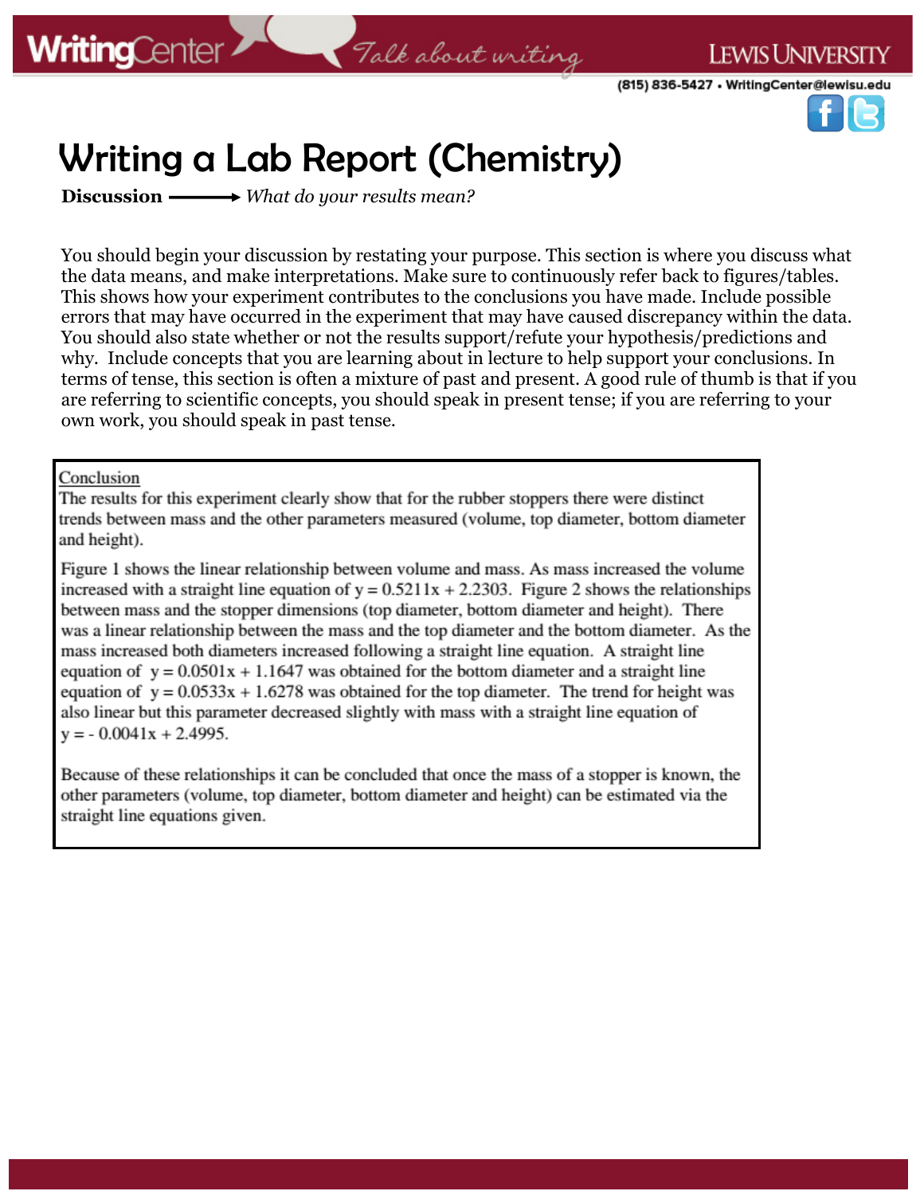# Writing a Lab Report (Chemistry)

**Discussion** ⟶ *What do your results mean?*

You should begin your discussion by restating your purpose. This section is where you discuss what the data means, and make interpretations. Make sure to continuously refer back to figures/tables. This shows how your experiment contributes to the conclusions you have made. Include possible errors that may have occurred in the experiment that may have caused discrepancy within the data. You should also state whether or not the results support/refute your hypothesis/predictions and why. Include concepts that you are learning about in lecture to help support your conclusions. In terms of tense, this section is often a mixture of past and present. A good rule of thumb is that if you are referring to scientific concepts, you should speak in present tense; if you are referring to your own work, you should speak in past tense.

> Conclusion
>
> The results for this experiment clearly show that for the rubber stoppers there were distinct trends between mass and the other parameters measured (volume, top diameter, bottom diameter and height).
>
> Figure 1 shows the linear relationship between volume and mass. As mass increased the volume increased with a straight line equation of $y = 0.5211x + 2.2303$. Figure 2 shows the relationships between mass and the stopper dimensions (top diameter, bottom diameter and height). There was a linear relationship between the mass and the top diameter and the bottom diameter. As the mass increased both diameters increased following a straight line equation. A straight line equation of $y = 0.0501x + 1.1647$ was obtained for the bottom diameter and a straight line equation of $y = 0.0533x + 1.6278$ was obtained for the top diameter. The trend for height was also linear but this parameter decreased slightly with mass with a straight line equation of $y = -0.0041x + 2.4995$.
>
> Because of these relationships it can be concluded that once the mass of a stopper is known, the other parameters (volume, top diameter, bottom diameter and height) can be estimated via the straight line equations given.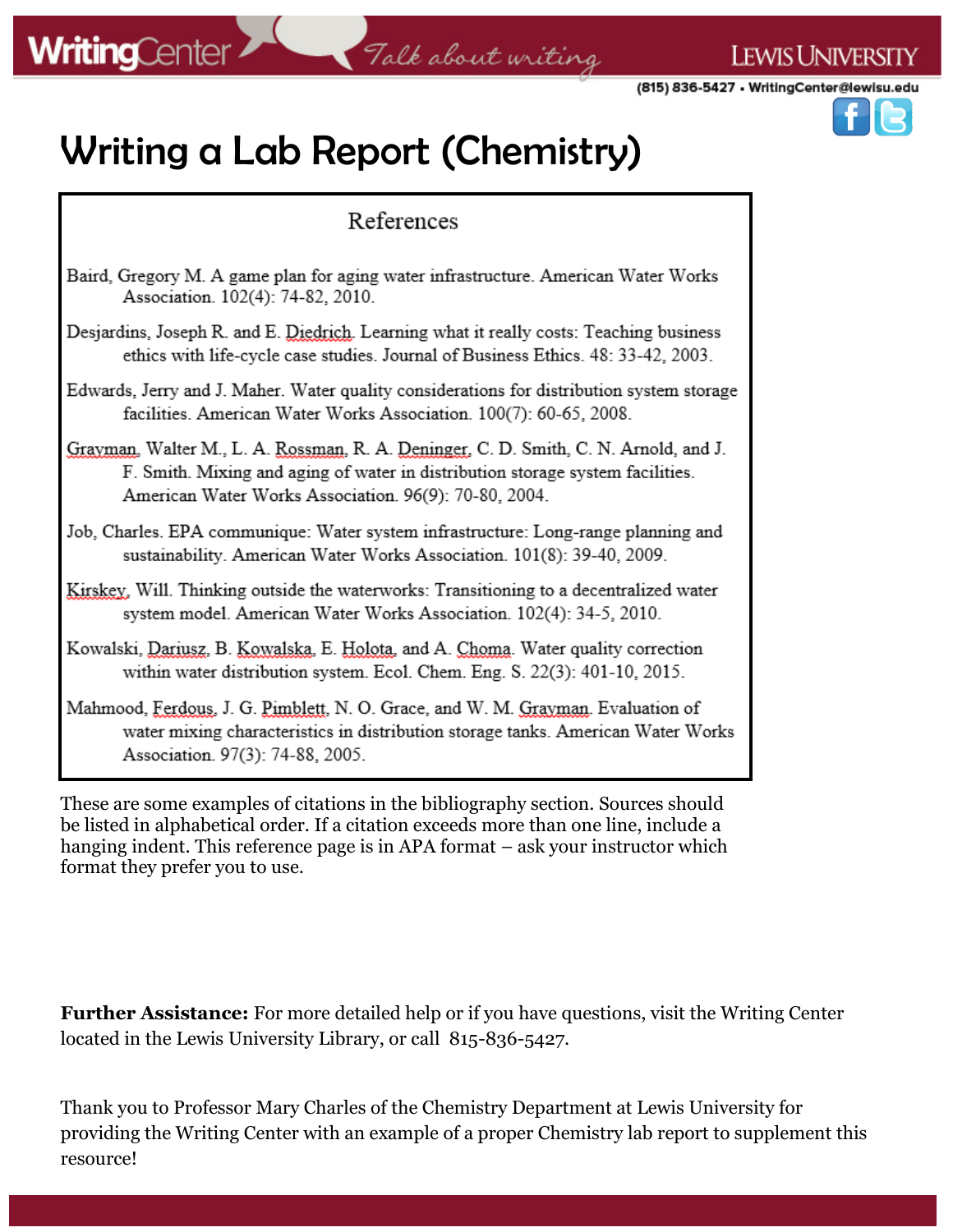# Writing a Lab Report (Chemistry)

## References

Baird, Gregory M. A game plan for aging water infrastructure. American Water Works Association. 102(4): 74-82, 2010.

Desjardins, Joseph R. and E. Diedrich. Learning what it really costs: Teaching business ethics with life-cycle case studies. Journal of Business Ethics. 48: 33-42, 2003.

Edwards, Jerry and J. Maher. Water quality considerations for distribution system storage facilities. American Water Works Association. 100(7): 60-65, 2008.

Grayman, Walter M., L. A. Rossman, R. A. Deninger, C. D. Smith, C. N. Arnold, and J. F. Smith. Mixing and aging of water in distribution storage system facilities. American Water Works Association. 96(9): 70-80, 2004.

Job, Charles. EPA communique: Water system infrastructure: Long-range planning and sustainability. American Water Works Association. 101(8): 39-40, 2009.

Kirskey, Will. Thinking outside the waterworks: Transitioning to a decentralized water system model. American Water Works Association. 102(4): 34-5, 2010.

Kowalski, Dariusz, B. Kowalska, E. Holota, and A. Choma. Water quality correction within water distribution system. Ecol. Chem. Eng. S. 22(3): 401-10, 2015.

Mahmood, Ferdous, J. G. Pimblett, N. O. Grace, and W. M. Grayman. Evaluation of water mixing characteristics in distribution storage tanks. American Water Works Association. 97(3): 74-88, 2005.

These are some examples of citations in the bibliography section. Sources should be listed in alphabetical order. If a citation exceeds more than one line, include a hanging indent. This reference page is in APA format – ask your instructor which format they prefer you to use.

**Further Assistance:** For more detailed help or if you have questions, visit the Writing Center located in the Lewis University Library, or call 815-836-5427.

Thank you to Professor Mary Charles of the Chemistry Department at Lewis University for providing the Writing Center with an example of a proper Chemistry lab report to supplement this resource!